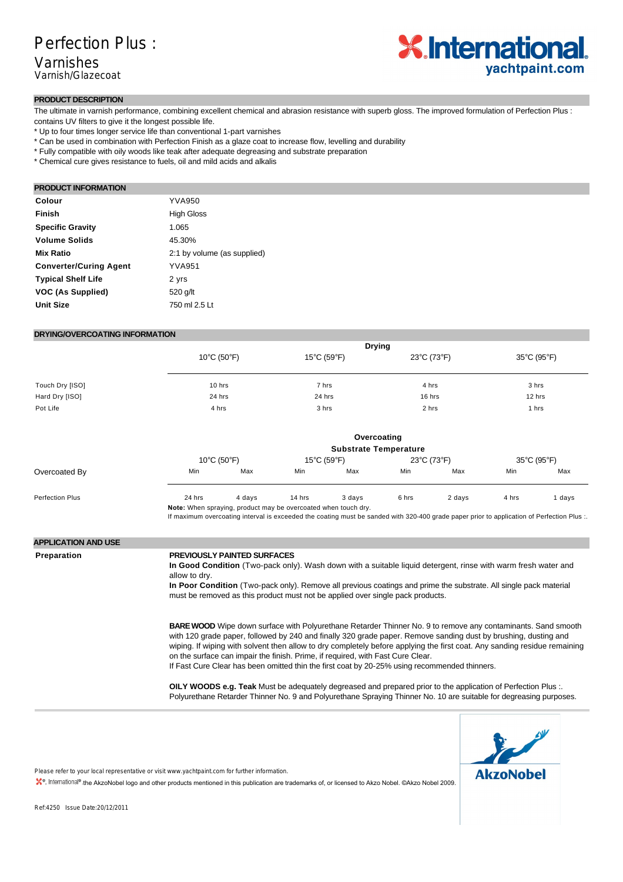# Perfection Plus :

## Varnishes

Varnish/Glazecoat

### PRODUCT DESCRIPTION

The ultimate in varnish performance, combining excellent chemical and abrasion resistance with superb gloss. The improved formulation of Perfection Plus : contains UV filters to give it the longest possible life.

* Up to four times longer service life than conventional 1-part varnishes
* Can be used in combination with Perfection Finish as a glaze coat to increase flow, levelling and durability
* Fully compatible with oily woods like teak after adequate degreasing and substrate preparation
* Chemical cure gives resistance to fuels, oil and mild acids and alkalis

### PRODUCT INFORMATION

| | |
|---|---|
| **Colour** | YVA950 |
| **Finish** | High Gloss |
| **Specific Gravity** | 1.065 |
| **Volume Solids** | 45.30% |
| **Mix Ratio** | 2:1 by volume (as supplied) |
| **Converter/Curing Agent** | YVA951 |
| **Typical Shelf Life** | 2 yrs |
| **VOC (As Supplied)** | 520 g/lt |
| **Unit Size** | 750 ml 2.5 Lt |

### DRYING/OVERCOATING INFORMATION

| | Drying | | | |
|---|---|---|---|---|
| | 10°C (50°F) | 15°C (59°F) | 23°C (73°F) | 35°C (95°F) |
| Touch Dry [ISO] | 10 hrs | 7 hrs | 4 hrs | 3 hrs |
| Hard Dry [ISO] | 24 hrs | 24 hrs | 16 hrs | 12 hrs |
| Pot Life | 4 hrs | 3 hrs | 2 hrs | 1 hrs |

| | Overcoating Substrate Temperature | | | | | | | |
|---|---|---|---|---|---|---|---|---|
| | 10°C (50°F) | | 15°C (59°F) | | 23°C (73°F) | | 35°C (95°F) | |
| Overcoated By | Min | Max | Min | Max | Min | Max | Min | Max |
| Perfection Plus | 24 hrs | 4 days | 14 hrs | 3 days | 6 hrs | 2 days | 4 hrs | 1 days |

**Note:** When spraying, product may be overcoated when touch dry.
If maximum overcoating interval is exceeded the coating must be sanded with 320-400 grade paper prior to application of Perfection Plus :.

### APPLICATION AND USE

**Preparation**

**PREVIOUSLY PAINTED SURFACES**
**In Good Condition** (Two-pack only). Wash down with a suitable liquid detergent, rinse with warm fresh water and allow to dry.
**In Poor Condition** (Two-pack only). Remove all previous coatings and prime the substrate. All single pack material must be removed as this product must not be applied over single pack products.

**BARE WOOD** Wipe down surface with Polyurethane Retarder Thinner No. 9 to remove any contaminants. Sand smooth with 120 grade paper, followed by 240 and finally 320 grade paper. Remove sanding dust by brushing, dusting and wiping. If wiping with solvent then allow to dry completely before applying the first coat. Any sanding residue remaining on the surface can impair the finish. Prime, if required, with Fast Cure Clear.
If Fast Cure Clear has been omitted thin the first coat by 20-25% using recommended thinners.

**OILY WOODS e.g. Teak** Must be adequately degreased and prepared prior to the application of Perfection Plus :. Polyurethane Retarder Thinner No. 9 and Polyurethane Spraying Thinner No. 10 are suitable for degreasing purposes.

Please refer to your local representative or visit www.yachtpaint.com for further information.

®, International® ,the AkzoNobel logo and other products mentioned in this publication are trademarks of, or licensed to Akzo Nobel. ©Akzo Nobel 2009.

Ref:4250 Issue Date:20/12/2011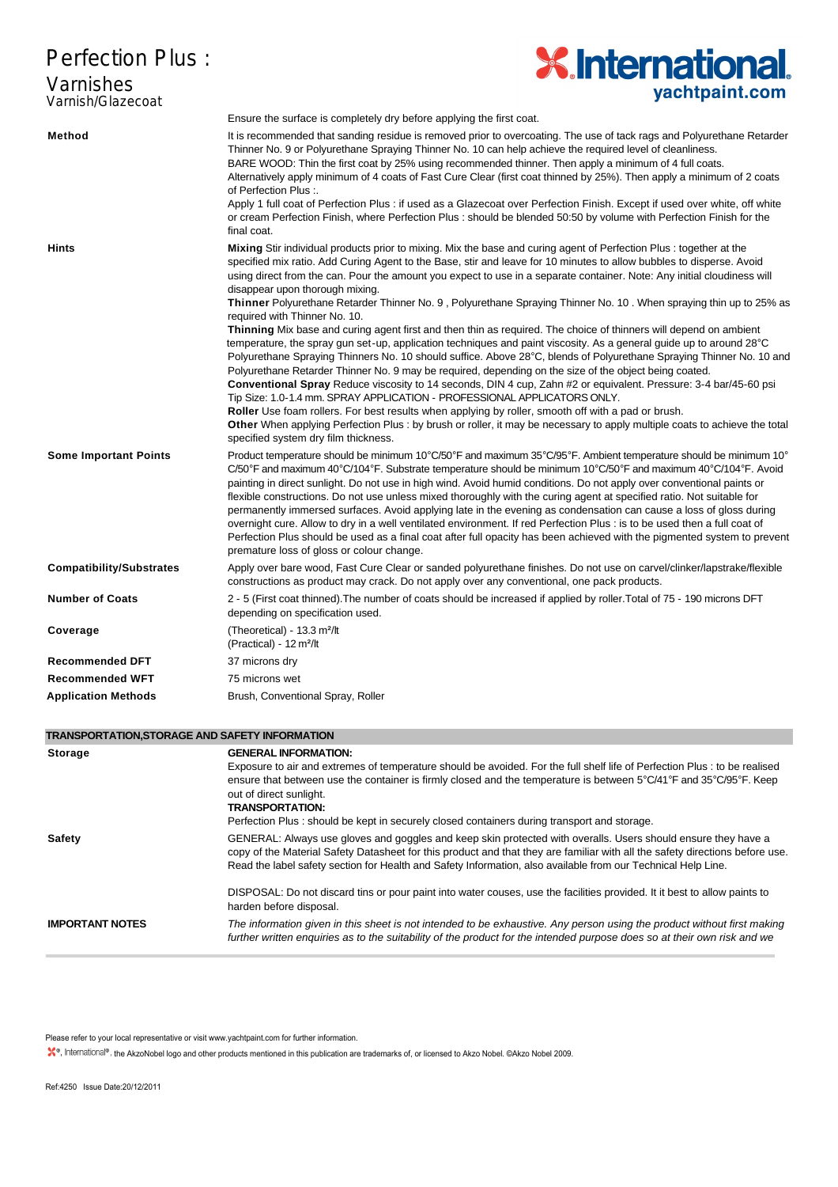# Perfection Plus :

## Varnishes

### Varnish/Glazecoat

| | |
|---|---|
| | Ensure the surface is completely dry before applying the first coat. |
| **Method** | It is recommended that sanding residue is removed prior to overcoating. The use of tack rags and Polyurethane Retarder Thinner No. 9 or Polyurethane Spraying Thinner No. 10 can help achieve the required level of cleanliness.<br>BARE WOOD: Thin the first coat by 25% using recommended thinner. Then apply a minimum of 4 full coats.<br>Alternatively apply minimum of 4 coats of Fast Cure Clear (first coat thinned by 25%). Then apply a minimum of 2 coats of Perfection Plus :.<br>Apply 1 full coat of Perfection Plus : if used as a Glazecoat over Perfection Finish. Except if used over white, off white or cream Perfection Finish, where Perfection Plus : should be blended 50:50 by volume with Perfection Finish for the final coat. |
| **Hints** | **Mixing** Stir individual products prior to mixing. Mix the base and curing agent of Perfection Plus : together at the specified mix ratio. Add Curing Agent to the Base, stir and leave for 10 minutes to allow bubbles to disperse. Avoid using direct from the can. Pour the amount you expect to use in a separate container. Note: Any initial cloudiness will disappear upon thorough mixing.<br>**Thinner** Polyurethane Retarder Thinner No. 9 , Polyurethane Spraying Thinner No. 10 . When spraying thin up to 25% as required with Thinner No. 10.<br>**Thinning** Mix base and curing agent first and then thin as required. The choice of thinners will depend on ambient temperature, the spray gun set-up, application techniques and paint viscosity. As a general guide up to around 28°C Polyurethane Spraying Thinners No. 10 should suffice. Above 28°C, blends of Polyurethane Spraying Thinner No. 10 and Polyurethane Retarder Thinner No. 9 may be required, depending on the size of the object being coated.<br>**Conventional Spray** Reduce viscosity to 14 seconds, DIN 4 cup, Zahn #2 or equivalent. Pressure: 3-4 bar/45-60 psi Tip Size: 1.0-1.4 mm. SPRAY APPLICATION - PROFESSIONAL APPLICATORS ONLY.<br>**Roller** Use foam rollers. For best results when applying by roller, smooth off with a pad or brush.<br>**Other** When applying Perfection Plus : by brush or roller, it may be necessary to apply multiple coats to achieve the total specified system dry film thickness. |
| **Some Important Points** | Product temperature should be minimum 10°C/50°F and maximum 35°C/95°F. Ambient temperature should be minimum 10° C/50°F and maximum 40°C/104°F. Substrate temperature should be minimum 10°C/50°F and maximum 40°C/104°F. Avoid painting in direct sunlight. Do not use in high wind. Avoid humid conditions. Do not apply over conventional paints or flexible constructions. Do not use unless mixed thoroughly with the curing agent at specified ratio. Not suitable for permanently immersed surfaces. Avoid applying late in the evening as condensation can cause a loss of gloss during overnight cure. Allow to dry in a well ventilated environment. If red Perfection Plus : is to be used then a full coat of Perfection Plus should be used as a final coat after full opacity has been achieved with the pigmented system to prevent premature loss of gloss or colour change. |
| **Compatibility/Substrates** | Apply over bare wood, Fast Cure Clear or sanded polyurethane finishes. Do not use on carvel/clinker/lapstrake/flexible constructions as product may crack. Do not apply over any conventional, one pack products. |
| **Number of Coats** | 2 - 5 (First coat thinned).The number of coats should be increased if applied by roller.Total of 75 - 190 microns DFT depending on specification used. |
| **Coverage** | (Theoretical) - 13.3 m²/lt<br>(Practical) - 12 m²/lt |
| **Recommended DFT** | 37 microns dry |
| **Recommended WFT** | 75 microns wet |
| **Application Methods** | Brush, Conventional Spray, Roller |

## TRANSPORTATION,STORAGE AND SAFETY INFORMATION

| | |
|---|---|
| **Storage** | **GENERAL INFORMATION:**<br>Exposure to air and extremes of temperature should be avoided. For the full shelf life of Perfection Plus : to be realised ensure that between use the container is firmly closed and the temperature is between 5°C/41°F and 35°C/95°F. Keep out of direct sunlight.<br>**TRANSPORTATION:**<br>Perfection Plus : should be kept in securely closed containers during transport and storage. |
| **Safety** | GENERAL: Always use gloves and goggles and keep skin protected with overalls. Users should ensure they have a copy of the Material Safety Datasheet for this product and that they are familiar with all the safety directions before use. Read the label safety section for Health and Safety Information, also available from our Technical Help Line.<br><br>DISPOSAL: Do not discard tins or pour paint into water couses, use the facilities provided. It it best to allow paints to harden before disposal. |
| **IMPORTANT NOTES** | *The information given in this sheet is not intended to be exhaustive. Any person using the product without first making further written enquiries as to the suitability of the product for the intended purpose does so at their own risk and we* |

Please refer to your local representative or visit www.yachtpaint.com for further information.

®, International®, the AkzoNobel logo and other products mentioned in this publication are trademarks of, or licensed to Akzo Nobel. ©Akzo Nobel 2009.

Ref:4250 Issue Date:20/12/2011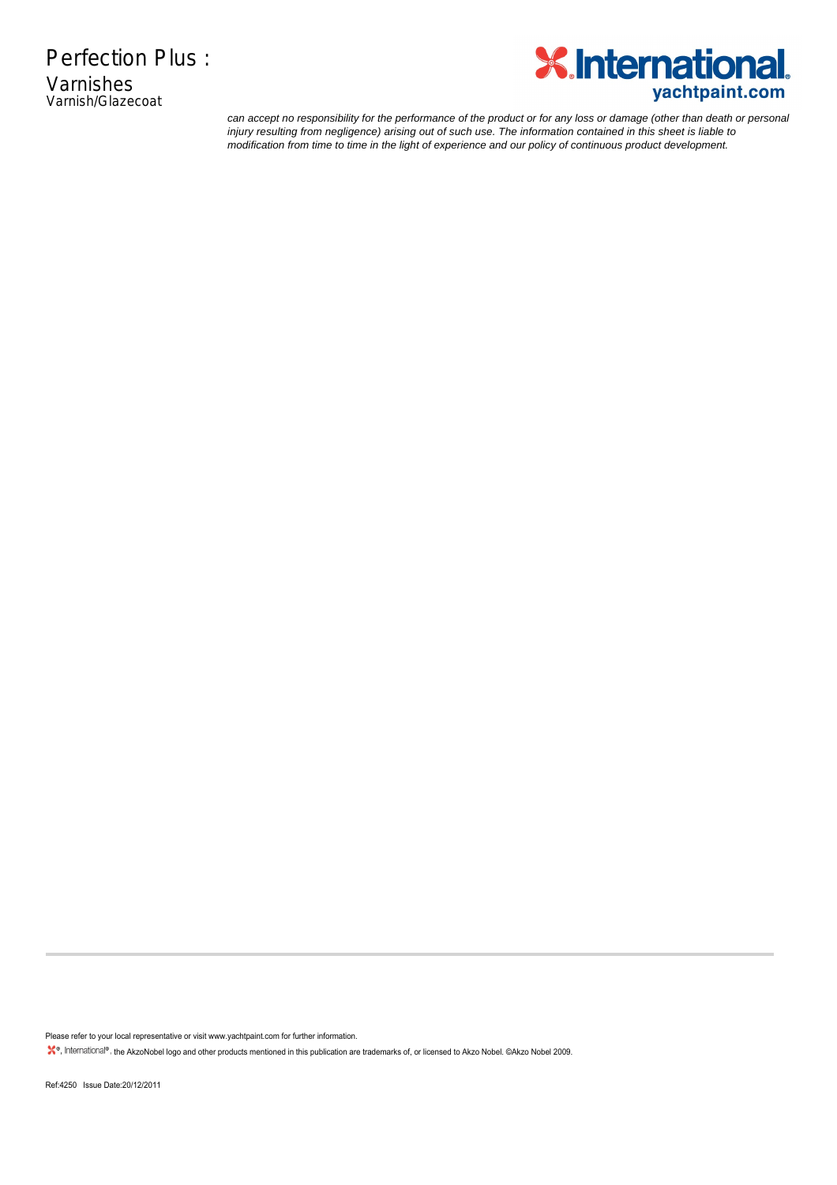*can accept no responsibility for the performance of the product or for any loss or damage (other than death or personal injury resulting from negligence) arising out of such use. The information contained in this sheet is liable to modification from time to time in the light of experience and our policy of continuous product development.*

Please refer to your local representative or visit www.yachtpaint.com for further information.

®, International®, the AkzoNobel logo and other products mentioned in this publication are trademarks of, or licensed to Akzo Nobel. ©Akzo Nobel 2009.

Ref:4250 Issue Date:20/12/2011